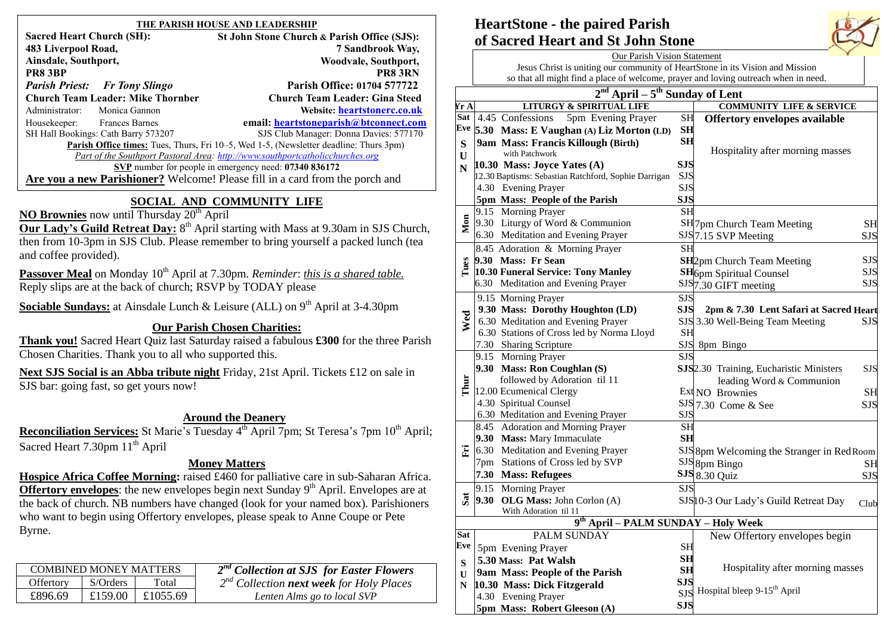## THE PARISH HOUSE AND LEADERSHIP

**Sacred Heart Church (SH):**
**483 Liverpool Road,**
**Ainsdale, Southport,**
**PR8 3BP**

**St John Stone Church & Parish Office (SJS):**
**7 Sandbrook Way,**
**Woodvale, Southport,**
**PR8 3RN**

***Parish Priest:*** ***Fr Tony Slingo*** — **Parish Office: 01704 577722**

**Church Team Leader: Mike Thornber** — **Church Team Leader: Gina Steed**

Administrator: Monica Gannon — **Website: heartstonerc.co.uk**

Housekeeper: Frances Barnes — **email: heartstoneparish@btconnect.com**

SH Hall Bookings: Cath Barry 573207 — SJS Club Manager: Donna Davies: 577170

**Parish Office times:** Tues, Thurs, Fri 10–5, Wed 1-5, (Newsletter deadline: Thurs 3pm)

*Part of the Southport Pastoral Area: http://www.southportcatholicchurches.org*

**SVP** number for people in emergency need: **07340 836172**

**Are you a new Parishioner?** Welcome! Please fill in a card from the porch and

## SOCIAL AND COMMUNITY LIFE

**NO Brownies** now until Thursday 20th April

**Our Lady's Guild Retreat Day:** 8th April starting with Mass at 9.30am in SJS Church, then from 10-3pm in SJS Club. Please remember to bring yourself a packed lunch (tea and coffee provided).

**Passover Meal** on Monday 10th April at 7.30pm. *Reminder*: *this is a shared table.* Reply slips are at the back of church; RSVP by TODAY please

**Sociable Sundays:** at Ainsdale Lunch & Leisure (ALL) on 9th April at 3-4.30pm

### Our Parish Chosen Charities:

**Thank you!** Sacred Heart Quiz last Saturday raised a fabulous **£300** for the three Parish Chosen Charities. Thank you to all who supported this.

**Next SJS Social is an Abba tribute night** Friday, 21st April. Tickets £12 on sale in SJS bar: going fast, so get yours now!

### Around the Deanery

**Reconciliation Services:** St Marie's Tuesday 4th April 7pm; St Teresa's 7pm 10th April; Sacred Heart 7.30pm 11th April

### Money Matters

**Hospice Africa Coffee Morning:** raised £460 for palliative care in sub-Saharan Africa.

**Offertory envelopes**: the new envelopes begin next Sunday 9th April. Envelopes are at the back of church. NB numbers have changed (look for your named box). Parishioners who want to begin using Offertory envelopes, please speak to Anne Coupe or Pete Byrne.

| COMBINED MONEY MATTERS | | |
|---|---|---|
| Offertory | S/Orders | Total |
| £896.69 | £159.00 | £1055.69 |

*2nd Collection at SJS for Easter Flowers*
*2nd Collection **next week** for Holy Places*
*Lenten Alms go to local SVP*

# HeartStone - the paired Parish of Sacred Heart and St John Stone

Our Parish Vision Statement

Jesus Christ is uniting our community of HeartStone in its Vision and Mission so that all might find a place of welcome, prayer and loving outreach when in need.

## 2nd April – 5th Sunday of Lent

| Yr A | LITURGY & SPIRITUAL LIFE | | COMMUNITY LIFE & SERVICE | |
|---|---|---|---|---|
| Sat Eve | 4.45 Confessions 5pm Evening Prayer | SH | **Offertory envelopes available** | |
| | **5.30 Mass: E Vaughan (A) Liz Morton (LD)** | **SH** | | |
| SUN | **9am Mass: Francis Killough (Birth)** with Patchwork | **SH** | Hospitality after morning masses | |
| | **10.30 Mass: Joyce Yates (A)** | **SJS** | | |
| | 12.30 Baptisms: Sebastian Ratchford, Sophie Darrigan | SJS | | |
| | 4.30 Evening Prayer | SJS | | |
| | **5pm Mass: People of the Parish** | **SJS** | | |
| Mon | 9.15 Morning Prayer | SH | | |
| | 9.30 Liturgy of Word & Communion | SH | 7pm Church Team Meeting | SH |
| | 6.30 Meditation and Evening Prayer | SJS | 7.15 SVP Meeting | SJS |
| Tues | 8.45 Adoration & Morning Prayer | SH | | |
| | **9.30 Mass: Fr Sean** | **SH** | 2pm Church Team Meeting | SJS |
| | **10.30 Funeral Service: Tony Manley** | **SH** | 6pm Spiritual Counsel | SJS |
| | 6.30 Meditation and Evening Prayer | SJS | 7.30 GIFT meeting | SJS |
| Wed | 9.15 Morning Prayer | SJS | | |
| | **9.30 Mass: Dorothy Houghton (LD)** | **SJS** | **2pm & 7.30 Lent Safari at Sacred Heart** | |
| | 6.30 Meditation and Evening Prayer | SJS | 3.30 Well-Being Team Meeting | SJS |
| | 6.30 Stations of Cross led by Norma Lloyd | SH | | |
| | 7.30 Sharing Scripture | SJS | 8pm Bingo | |
| Thur | 9.15 Morning Prayer | SJS | | |
| | **9.30 Mass: Ron Coughlan (S)** followed by Adoration til 11 | **SJS** | 2.30 Training, Eucharistic Ministers leading Word & Communion | SJS |
| | 12.00 Ecumenical Clergy | Ext | NO Brownies | SH |
| | 4.30 Spiritual Counsel | SJS | 7.30 Come & See | SJS |
| | 6.30 Meditation and Evening Prayer | SJS | | |
| Fri | 8.45 Adoration and Morning Prayer | SH | | |
| | **9.30 Mass:** Mary Immaculate | **SH** | | |
| | 6.30 Meditation and Evening Prayer | SJS | 8pm Welcoming the Stranger in Red Room | |
| | 7pm Stations of Cross led by SVP | SJS | 8pm Bingo | SH |
| | **7.30 Mass: Refugees** | **SJS** | 8.30 Quiz | SJS |
| Sat | 9.15 Morning Prayer | SJS | | |
| | **9.30 OLG Mass:** John Corlon (A) With Adoration til 11 | SJS | 10-3 Our Lady's Guild Retreat Day | Club |

## 9th April – PALM SUNDAY – Holy Week

| | | | | |
|---|---|---|---|---|
| Sat Eve | PALM SUNDAY | | New Offertory envelopes begin | |
| | 5pm Evening Prayer | SH | | |
| SUN | **5.30 Mass: Pat Walsh** | **SH** | Hospitality after morning masses | |
| | **9am Mass: People of the Parish** | **SH** | | |
| | **10.30 Mass: Dick Fitzgerald** | **SJS** | | |
| | 4.30 Evening Prayer | SJS | Hospital bleep 9-15th April | |
| | **5pm Mass: Robert Gleeson (A)** | **SJS** | | |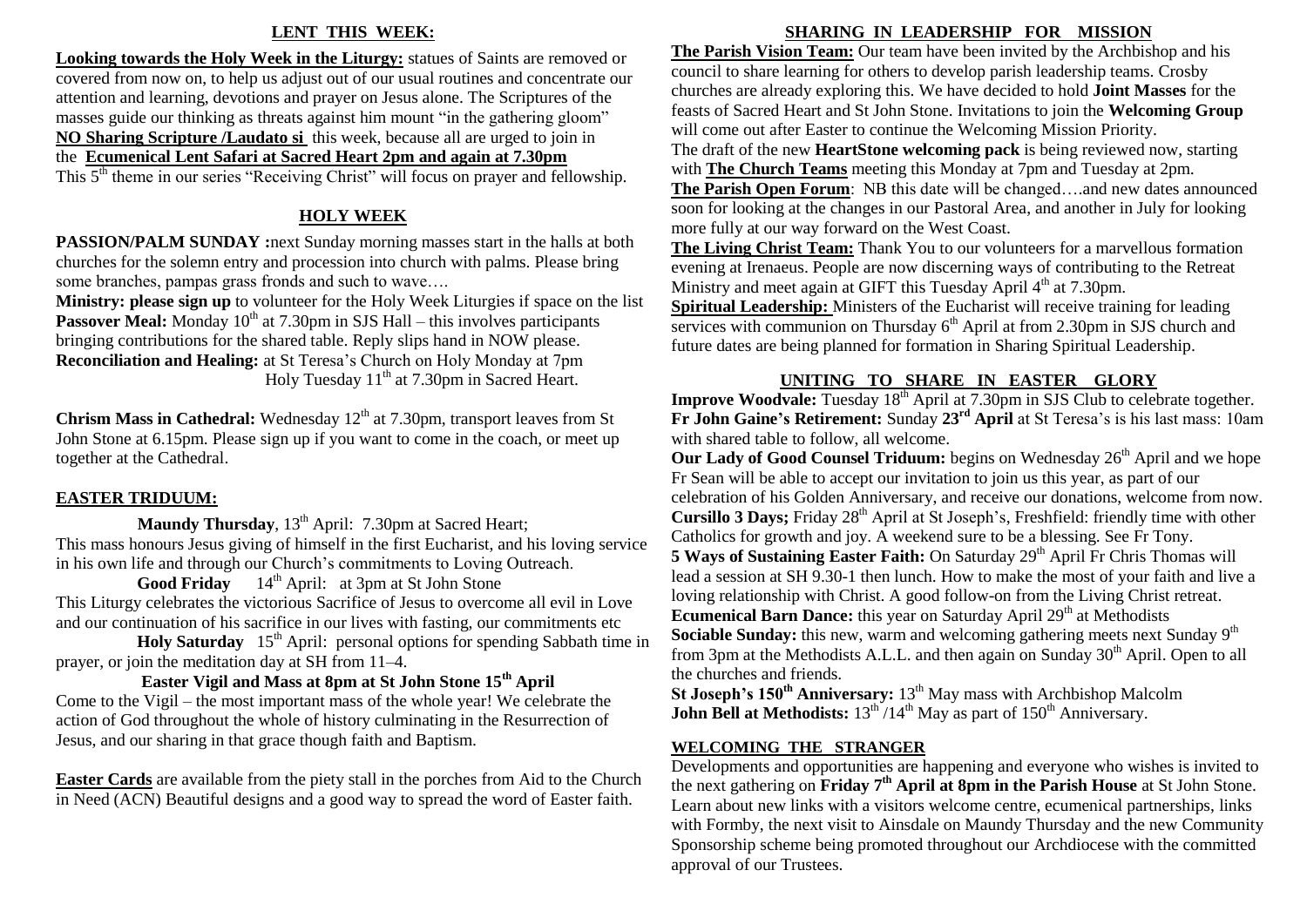## LENT THIS WEEK:

**Looking towards the Holy Week in the Liturgy:** statues of Saints are removed or covered from now on, to help us adjust out of our usual routines and concentrate our attention and learning, devotions and prayer on Jesus alone. The Scriptures of the masses guide our thinking as threats against him mount "in the gathering gloom"

**NO Sharing Scripture /Laudato si** this week, because all are urged to join in the **Ecumenical Lent Safari at Sacred Heart 2pm and again at 7.30pm**

This 5th theme in our series "Receiving Christ" will focus on prayer and fellowship.

## HOLY WEEK

**PASSION/PALM SUNDAY :**next Sunday morning masses start in the halls at both churches for the solemn entry and procession into church with palms. Please bring some branches, pampas grass fronds and such to wave….

**Ministry: please sign up** to volunteer for the Holy Week Liturgies if space on the list

**Passover Meal:** Monday 10th at 7.30pm in SJS Hall – this involves participants bringing contributions for the shared table. Reply slips hand in NOW please.

**Reconciliation and Healing:** at St Teresa's Church on Holy Monday at 7pm
Holy Tuesday 11th at 7.30pm in Sacred Heart.

**Chrism Mass in Cathedral:** Wednesday 12th at 7.30pm, transport leaves from St John Stone at 6.15pm. Please sign up if you want to come in the coach, or meet up together at the Cathedral.

## EASTER TRIDUUM:

**Maundy Thursday**, 13th April: 7.30pm at Sacred Heart;

This mass honours Jesus giving of himself in the first Eucharist, and his loving service in his own life and through our Church's commitments to Loving Outreach.

**Good Friday** 14th April: at 3pm at St John Stone

This Liturgy celebrates the victorious Sacrifice of Jesus to overcome all evil in Love and our continuation of his sacrifice in our lives with fasting, our commitments etc

**Holy Saturday** 15th April: personal options for spending Sabbath time in prayer, or join the meditation day at SH from 11–4.

**Easter Vigil and Mass at 8pm at St John Stone 15th April**

Come to the Vigil – the most important mass of the whole year! We celebrate the action of God throughout the whole of history culminating in the Resurrection of Jesus, and our sharing in that grace though faith and Baptism.

**Easter Cards** are available from the piety stall in the porches from Aid to the Church in Need (ACN) Beautiful designs and a good way to spread the word of Easter faith.

## SHARING IN LEADERSHIP FOR MISSION

**The Parish Vision Team:** Our team have been invited by the Archbishop and his council to share learning for others to develop parish leadership teams. Crosby churches are already exploring this. We have decided to hold **Joint Masses** for the feasts of Sacred Heart and St John Stone. Invitations to join the **Welcoming Group** will come out after Easter to continue the Welcoming Mission Priority.

The draft of the new **HeartStone welcoming pack** is being reviewed now, starting with **The Church Teams** meeting this Monday at 7pm and Tuesday at 2pm.

**The Parish Open Forum**: NB this date will be changed….and new dates announced soon for looking at the changes in our Pastoral Area, and another in July for looking more fully at our way forward on the West Coast.

**The Living Christ Team:** Thank You to our volunteers for a marvellous formation evening at Irenaeus. People are now discerning ways of contributing to the Retreat Ministry and meet again at GIFT this Tuesday April 4th at 7.30pm.

**Spiritual Leadership:** Ministers of the Eucharist will receive training for leading services with communion on Thursday 6th April at from 2.30pm in SJS church and future dates are being planned for formation in Sharing Spiritual Leadership.

## UNITING TO SHARE IN EASTER GLORY

**Improve Woodvale:** Tuesday 18th April at 7.30pm in SJS Club to celebrate together.

**Fr John Gaine's Retirement:** Sunday **23rd April** at St Teresa's is his last mass: 10am with shared table to follow, all welcome.

**Our Lady of Good Counsel Triduum:** begins on Wednesday 26th April and we hope Fr Sean will be able to accept our invitation to join us this year, as part of our celebration of his Golden Anniversary, and receive our donations, welcome from now.

**Cursillo 3 Days;** Friday 28th April at St Joseph's, Freshfield: friendly time with other Catholics for growth and joy. A weekend sure to be a blessing. See Fr Tony.

**5 Ways of Sustaining Easter Faith:** On Saturday 29th April Fr Chris Thomas will lead a session at SH 9.30-1 then lunch. How to make the most of your faith and live a loving relationship with Christ. A good follow-on from the Living Christ retreat.

**Ecumenical Barn Dance:** this year on Saturday April 29th at Methodists

**Sociable Sunday:** this new, warm and welcoming gathering meets next Sunday 9th from 3pm at the Methodists A.L.L. and then again on Sunday 30th April. Open to all the churches and friends.

**St Joseph's 150th Anniversary:** 13th May mass with Archbishop Malcolm

**John Bell at Methodists:** 13th /14th May as part of 150th Anniversary.

## WELCOMING THE STRANGER

Developments and opportunities are happening and everyone who wishes is invited to the next gathering on **Friday 7th April at 8pm in the Parish House** at St John Stone. Learn about new links with a visitors welcome centre, ecumenical partnerships, links with Formby, the next visit to Ainsdale on Maundy Thursday and the new Community Sponsorship scheme being promoted throughout our Archdiocese with the committed approval of our Trustees.